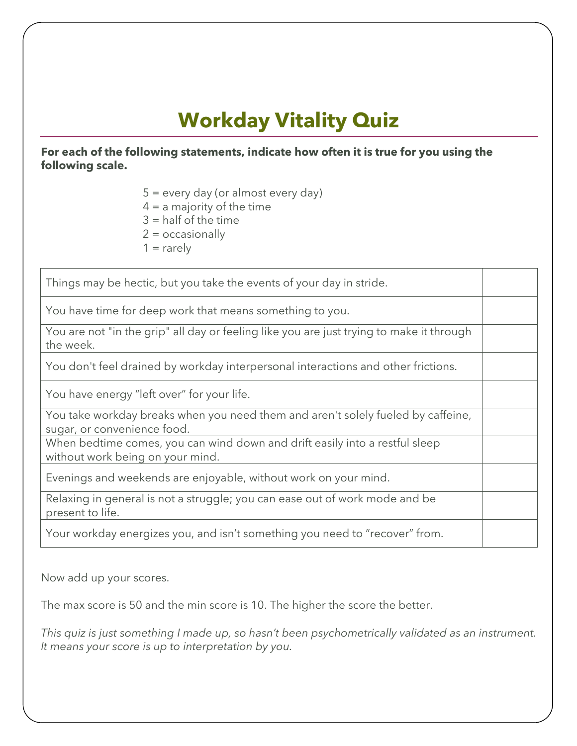# Workday Vitality Quiz

**For each of the following statements, indicate how often it is true for you using the following scale.**

5 = every day (or almost every day)
4 = a majority of the time
3 = half of the time
2 = occasionally
1 = rarely

| | |
|---|---|
| Things may be hectic, but you take the events of your day in stride. | |
| You have time for deep work that means something to you. | |
| You are not "in the grip" all day or feeling like you are just trying to make it through the week. | |
| You don't feel drained by workday interpersonal interactions and other frictions. | |
| You have energy "left over" for your life. | |
| You take workday breaks when you need them and aren't solely fueled by caffeine, sugar, or convenience food. | |
| When bedtime comes, you can wind down and drift easily into a restful sleep without work being on your mind. | |
| Evenings and weekends are enjoyable, without work on your mind. | |
| Relaxing in general is not a struggle; you can ease out of work mode and be present to life. | |
| Your workday energizes you, and isn't something you need to "recover" from. | |

Now add up your scores.

The max score is 50 and the min score is 10. The higher the score the better.

*This quiz is just something I made up, so hasn't been psychometrically validated as an instrument. It means your score is up to interpretation by you.*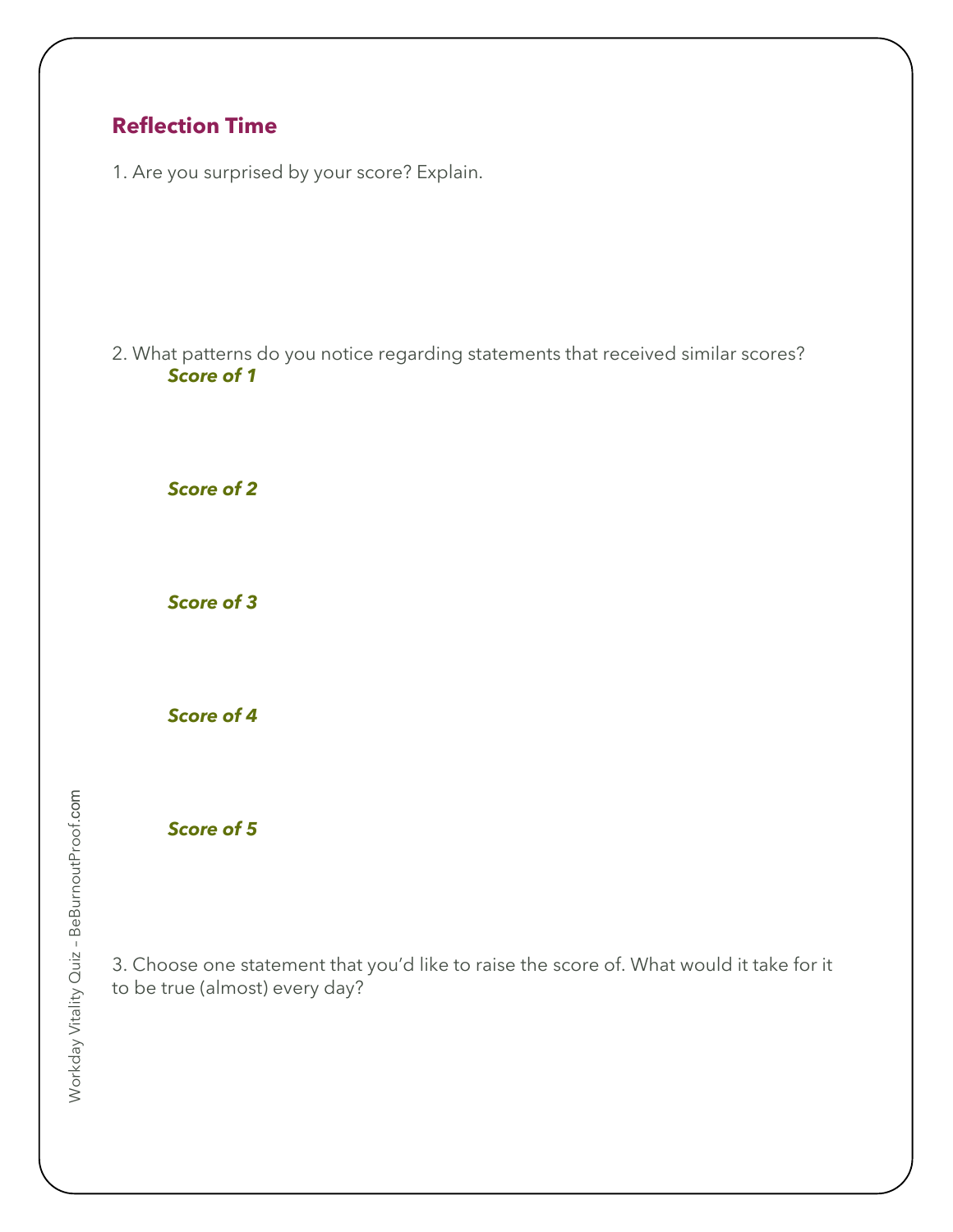## Reflection Time

1. Are you surprised by your score? Explain.

2. What patterns do you notice regarding statements that received similar scores?

***Score of 1***

***Score of 2***

***Score of 3***

***Score of 4***

***Score of 5***

3. Choose one statement that you'd like to raise the score of. What would it take for it to be true (almost) every day?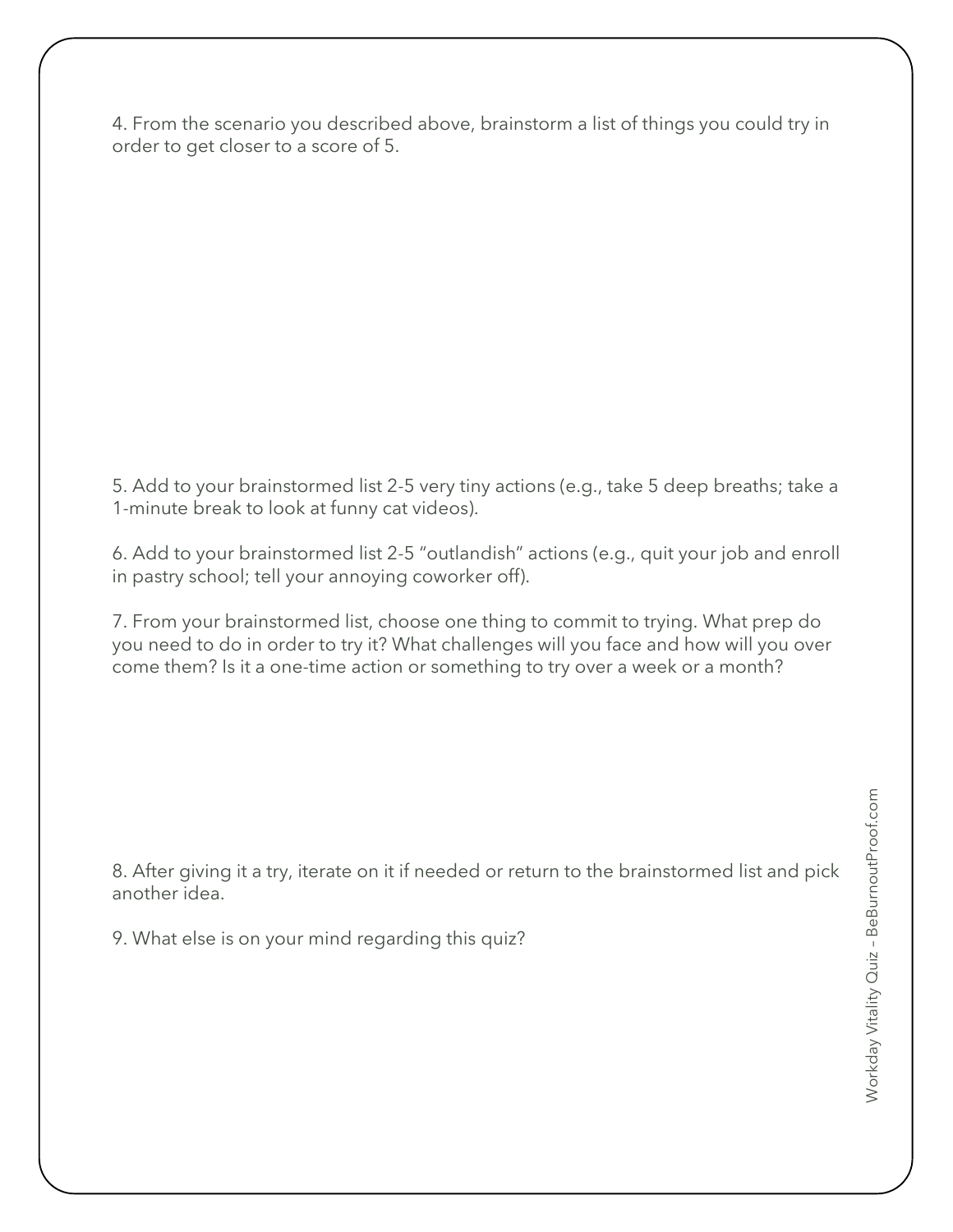4. From the scenario you described above, brainstorm a list of things you could try in order to get closer to a score of 5.

5. Add to your brainstormed list 2-5 very tiny actions (e.g., take 5 deep breaths; take a 1-minute break to look at funny cat videos).

6. Add to your brainstormed list 2-5 "outlandish" actions (e.g., quit your job and enroll in pastry school; tell your annoying coworker off).

7. From your brainstormed list, choose one thing to commit to trying. What prep do you need to do in order to try it? What challenges will you face and how will you over come them? Is it a one-time action or something to try over a week or a month?

8. After giving it a try, iterate on it if needed or return to the brainstormed list and pick another idea.

9. What else is on your mind regarding this quiz?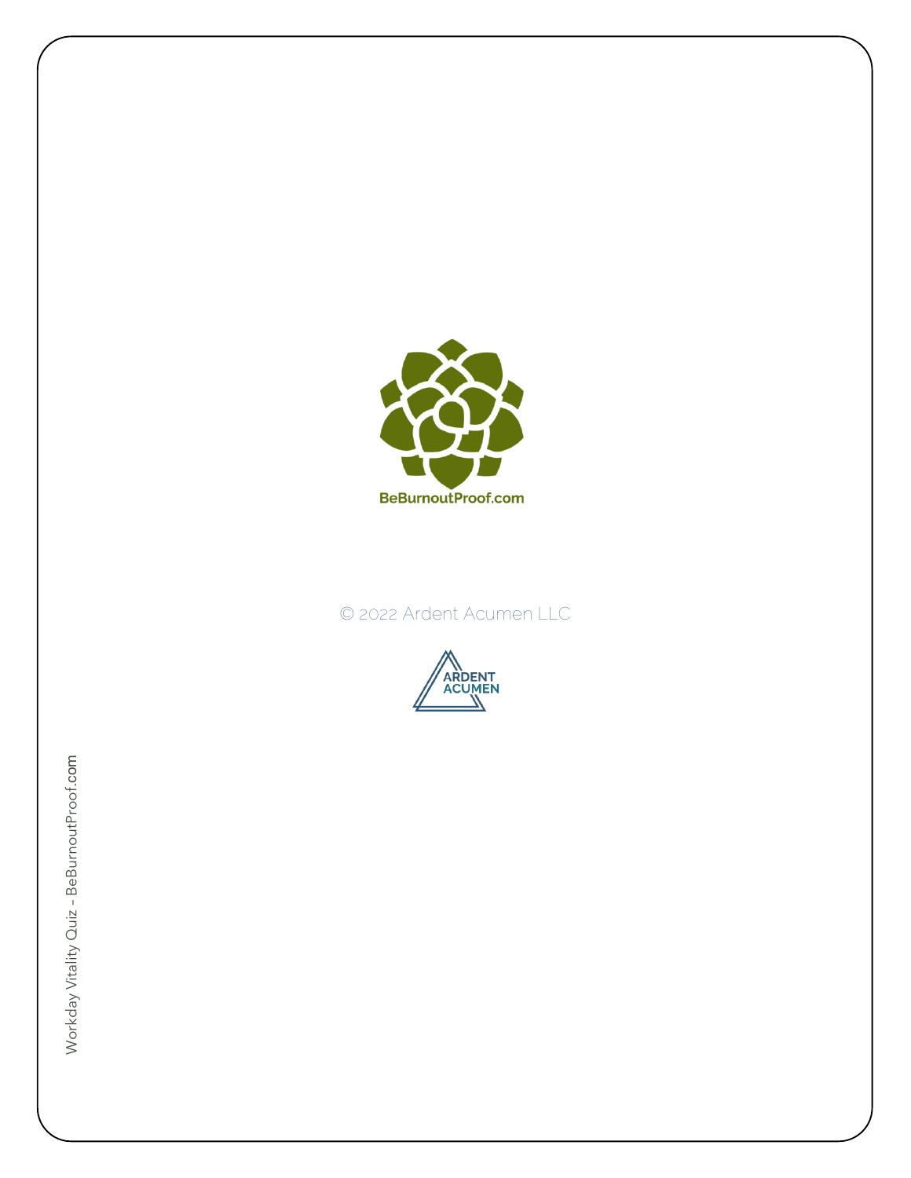BeBurnoutProof.com

© 2022 Ardent Acumen LLC

ARDENT ACUMEN